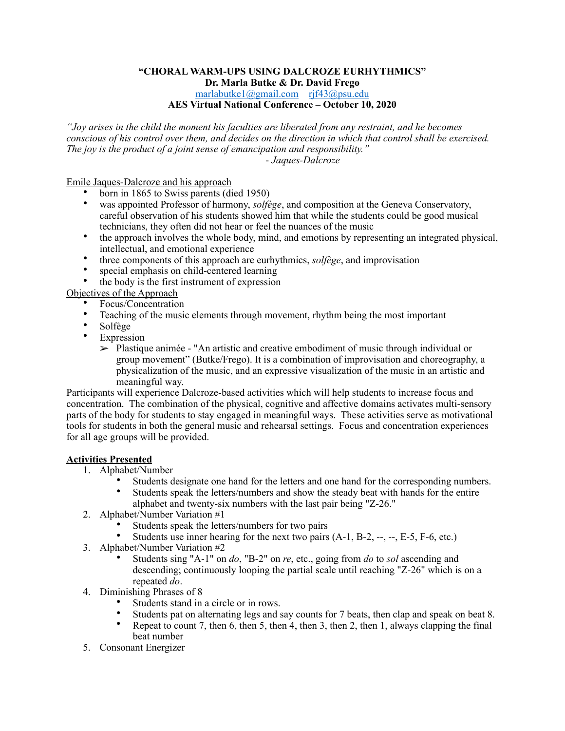# "CHORAL WARM-UPS USING DALCROZE EURHYTHMICS"

**Dr. Marla Butke & Dr. David Frego**

marlabutke1@gmail.com    rjf43@psu.edu

**AES Virtual National Conference – October 10, 2020**

*"Joy arises in the child the moment his faculties are liberated from any restraint, and he becomes conscious of his control over them, and decides on the direction in which that control shall be exercised. The joy is the product of a joint sense of emancipation and responsibility."*

*- Jaques-Dalcroze*

<u>Emile Jaques-Dalcroze and his approach</u>

- born in 1865 to Swiss parents (died 1950)
- was appointed Professor of harmony, *solfège*, and composition at the Geneva Conservatory, careful observation of his students showed him that while the students could be good musical technicians, they often did not hear or feel the nuances of the music
- the approach involves the whole body, mind, and emotions by representing an integrated physical, intellectual, and emotional experience
- three components of this approach are eurhythmics, *solfège*, and improvisation
- special emphasis on child-centered learning
- the body is the first instrument of expression

<u>Objectives of the Approach</u>

- Focus/Concentration
- Teaching of the music elements through movement, rhythm being the most important
- Solfège
- Expression
  - ➢ Plastique animée - "An artistic and creative embodiment of music through individual or group movement" (Butke/Frego). It is a combination of improvisation and choreography, a physicalization of the music, and an expressive visualization of the music in an artistic and meaningful way.

Participants will experience Dalcroze-based activities which will help students to increase focus and concentration. The combination of the physical, cognitive and affective domains activates multi-sensory parts of the body for students to stay engaged in meaningful ways. These activities serve as motivational tools for students in both the general music and rehearsal settings. Focus and concentration experiences for all age groups will be provided.

## <u>Activities Presented</u>

1. Alphabet/Number
   - Students designate one hand for the letters and one hand for the corresponding numbers.
   - Students speak the letters/numbers and show the steady beat with hands for the entire alphabet and twenty-six numbers with the last pair being "Z-26."
2. Alphabet/Number Variation #1
   - Students speak the letters/numbers for two pairs
   - Students use inner hearing for the next two pairs (A-1, B-2, --, --, E-5, F-6, etc.)
3. Alphabet/Number Variation #2
   - Students sing "A-1" on *do*, "B-2" on *re*, etc., going from *do* to *sol* ascending and descending; continuously looping the partial scale until reaching "Z-26" which is on a repeated *do*.
4. Diminishing Phrases of 8
   - Students stand in a circle or in rows.
   - Students pat on alternating legs and say counts for 7 beats, then clap and speak on beat 8.
   - Repeat to count 7, then 6, then 5, then 4, then 3, then 2, then 1, always clapping the final beat number
5. Consonant Energizer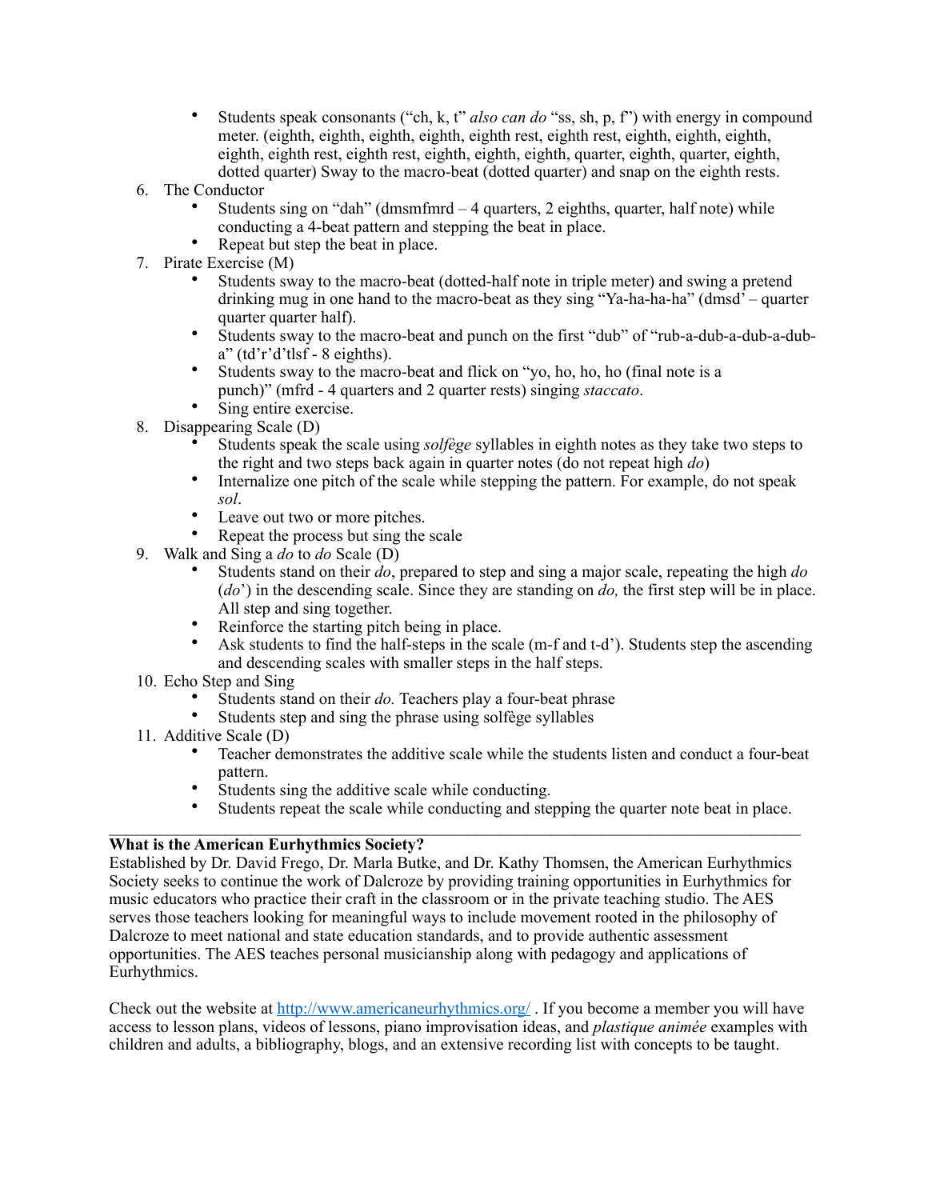- Students speak consonants ("ch, k, t" *also can do* "ss, sh, p, f") with energy in compound meter. (eighth, eighth, eighth, eighth, eighth rest, eighth rest, eighth, eighth, eighth, eighth, eighth rest, eighth rest, eighth, eighth, eighth, quarter, eighth, quarter, eighth, dotted quarter) Sway to the macro-beat (dotted quarter) and snap on the eighth rests.

6. The Conductor
   - Students sing on "dah" (dmsmfmrd – 4 quarters, 2 eighths, quarter, half note) while conducting a 4-beat pattern and stepping the beat in place.
   - Repeat but step the beat in place.
7. Pirate Exercise (M)
   - Students sway to the macro-beat (dotted-half note in triple meter) and swing a pretend drinking mug in one hand to the macro-beat as they sing "Ya-ha-ha-ha" (dmsd' – quarter quarter quarter half).
   - Students sway to the macro-beat and punch on the first "dub" of "rub-a-dub-a-dub-a-dub-a" (td'r'd'tlsf - 8 eighths).
   - Students sway to the macro-beat and flick on "yo, ho, ho, ho (final note is a punch)" (mfrd - 4 quarters and 2 quarter rests) singing *staccato*.
   - Sing entire exercise.
8. Disappearing Scale (D)
   - Students speak the scale using *solfège* syllables in eighth notes as they take two steps to the right and two steps back again in quarter notes (do not repeat high *do*)
   - Internalize one pitch of the scale while stepping the pattern. For example, do not speak *sol*.
   - Leave out two or more pitches.
   - Repeat the process but sing the scale
9. Walk and Sing a *do* to *do* Scale (D)
   - Students stand on their *do*, prepared to step and sing a major scale, repeating the high *do* (*do*') in the descending scale. Since they are standing on *do,* the first step will be in place. All step and sing together.
   - Reinforce the starting pitch being in place.
   - Ask students to find the half-steps in the scale (m-f and t-d'). Students step the ascending and descending scales with smaller steps in the half steps.
10. Echo Step and Sing
    - Students stand on their *do.* Teachers play a four-beat phrase
    - Students step and sing the phrase using solfège syllables
11. Additive Scale (D)
    - Teacher demonstrates the additive scale while the students listen and conduct a four-beat pattern.
    - Students sing the additive scale while conducting.
    - Students repeat the scale while conducting and stepping the quarter note beat in place.

---

**What is the American Eurhythmics Society?**
Established by Dr. David Frego, Dr. Marla Butke, and Dr. Kathy Thomsen, the American Eurhythmics Society seeks to continue the work of Dalcroze by providing training opportunities in Eurhythmics for music educators who practice their craft in the classroom or in the private teaching studio. The AES serves those teachers looking for meaningful ways to include movement rooted in the philosophy of Dalcroze to meet national and state education standards, and to provide authentic assessment opportunities. The AES teaches personal musicianship along with pedagogy and applications of Eurhythmics.

Check out the website at [http://www.americaneurhythmics.org/](http://www.americaneurhythmics.org/) . If you become a member you will have access to lesson plans, videos of lessons, piano improvisation ideas, and *plastique animée* examples with children and adults, a bibliography, blogs, and an extensive recording list with concepts to be taught.